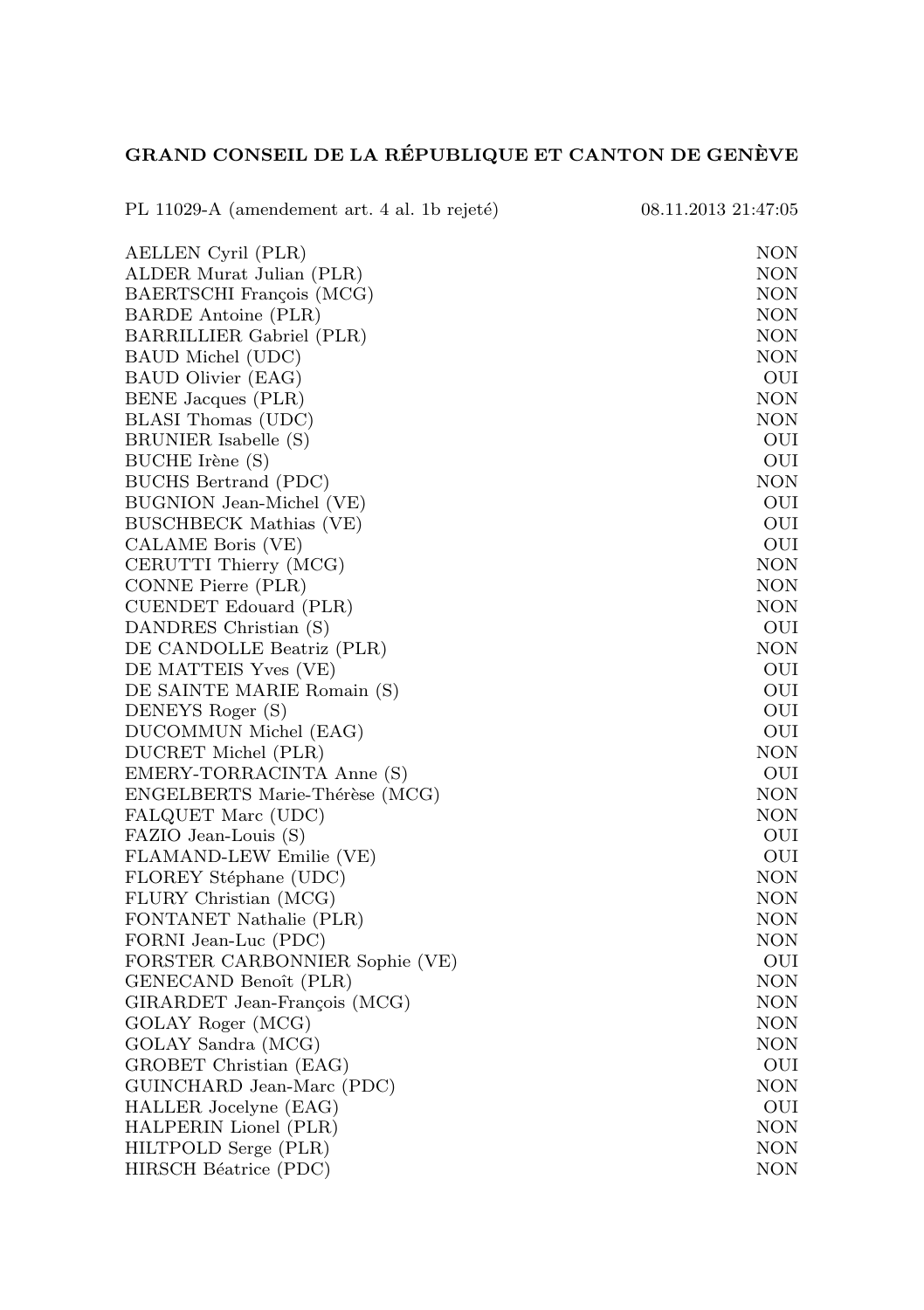# GRAND CONSEIL DE LA RÉPUBLIQUE ET CANTON DE GENÈVE

PL 11029-A (amendement art. 4 al. 1b rejeté) 08.11.2013 21:47:05

| | |
|---|---|
| AELLEN Cyril (PLR) | NON |
| ALDER Murat Julian (PLR) | NON |
| BAERTSCHI François (MCG) | NON |
| BARDE Antoine (PLR) | NON |
| BARRILLIER Gabriel (PLR) | NON |
| BAUD Michel (UDC) | NON |
| BAUD Olivier (EAG) | OUI |
| BENE Jacques (PLR) | NON |
| BLASI Thomas (UDC) | NON |
| BRUNIER Isabelle (S) | OUI |
| BUCHE Irène (S) | OUI |
| BUCHS Bertrand (PDC) | NON |
| BUGNION Jean-Michel (VE) | OUI |
| BUSCHBECK Mathias (VE) | OUI |
| CALAME Boris (VE) | OUI |
| CERUTTI Thierry (MCG) | NON |
| CONNE Pierre (PLR) | NON |
| CUENDET Edouard (PLR) | NON |
| DANDRES Christian (S) | OUI |
| DE CANDOLLE Beatriz (PLR) | NON |
| DE MATTEIS Yves (VE) | OUI |
| DE SAINTE MARIE Romain (S) | OUI |
| DENEYS Roger (S) | OUI |
| DUCOMMUN Michel (EAG) | OUI |
| DUCRET Michel (PLR) | NON |
| EMERY-TORRACINTA Anne (S) | OUI |
| ENGELBERTS Marie-Thérèse (MCG) | NON |
| FALQUET Marc (UDC) | NON |
| FAZIO Jean-Louis (S) | OUI |
| FLAMAND-LEW Emilie (VE) | OUI |
| FLOREY Stéphane (UDC) | NON |
| FLURY Christian (MCG) | NON |
| FONTANET Nathalie (PLR) | NON |
| FORNI Jean-Luc (PDC) | NON |
| FORSTER CARBONNIER Sophie (VE) | OUI |
| GENECAND Benoît (PLR) | NON |
| GIRARDET Jean-François (MCG) | NON |
| GOLAY Roger (MCG) | NON |
| GOLAY Sandra (MCG) | NON |
| GROBET Christian (EAG) | OUI |
| GUINCHARD Jean-Marc (PDC) | NON |
| HALLER Jocelyne (EAG) | OUI |
| HALPERIN Lionel (PLR) | NON |
| HILTPOLD Serge (PLR) | NON |
| HIRSCH Béatrice (PDC) | NON |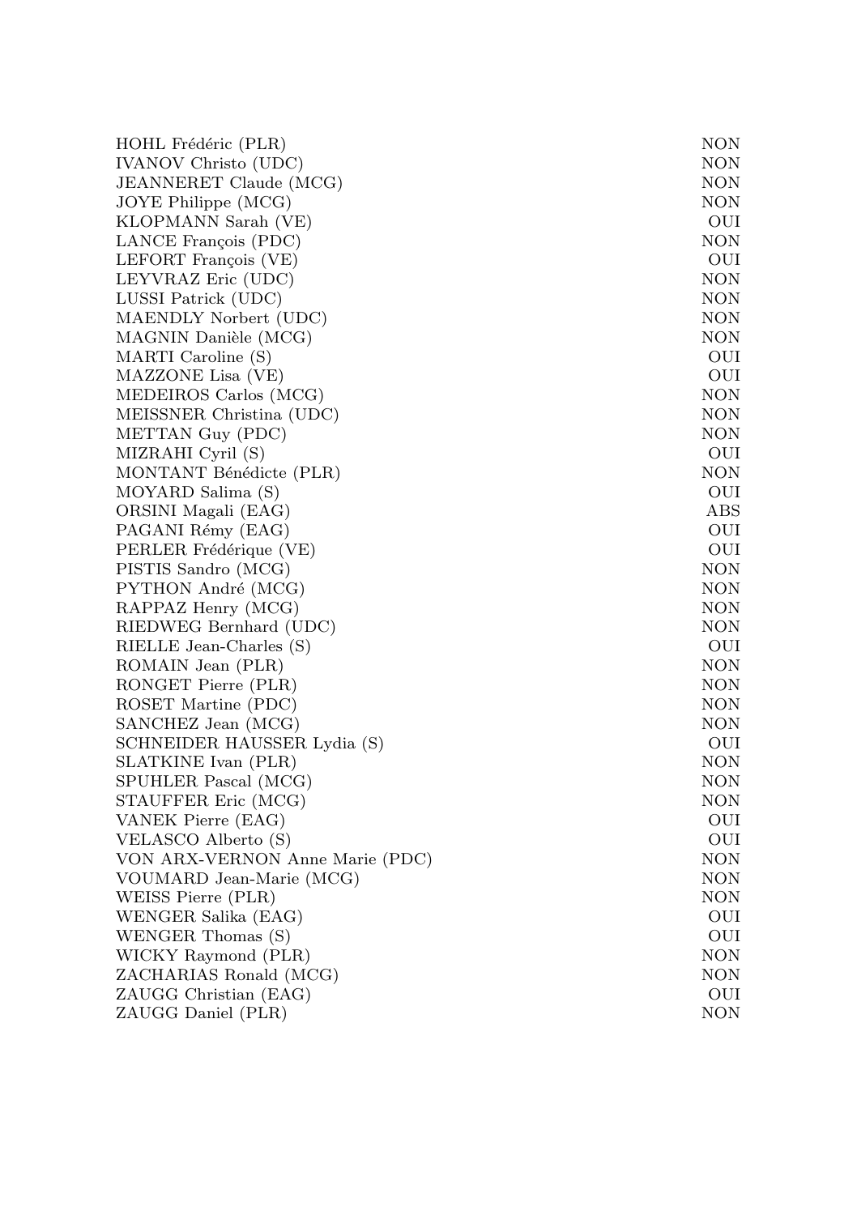| | |
|---|---|
| HOHL Frédéric (PLR) | NON |
| IVANOV Christo (UDC) | NON |
| JEANNERET Claude (MCG) | NON |
| JOYE Philippe (MCG) | NON |
| KLOPMANN Sarah (VE) | OUI |
| LANCE François (PDC) | NON |
| LEFORT François (VE) | OUI |
| LEYVRAZ Eric (UDC) | NON |
| LUSSI Patrick (UDC) | NON |
| MAENDLY Norbert (UDC) | NON |
| MAGNIN Danièle (MCG) | NON |
| MARTI Caroline (S) | OUI |
| MAZZONE Lisa (VE) | OUI |
| MEDEIROS Carlos (MCG) | NON |
| MEISSNER Christina (UDC) | NON |
| METTAN Guy (PDC) | NON |
| MIZRAHI Cyril (S) | OUI |
| MONTANT Bénédicte (PLR) | NON |
| MOYARD Salima (S) | OUI |
| ORSINI Magali (EAG) | ABS |
| PAGANI Rémy (EAG) | OUI |
| PERLER Frédérique (VE) | OUI |
| PISTIS Sandro (MCG) | NON |
| PYTHON André (MCG) | NON |
| RAPPAZ Henry (MCG) | NON |
| RIEDWEG Bernhard (UDC) | NON |
| RIELLE Jean-Charles (S) | OUI |
| ROMAIN Jean (PLR) | NON |
| RONGET Pierre (PLR) | NON |
| ROSET Martine (PDC) | NON |
| SANCHEZ Jean (MCG) | NON |
| SCHNEIDER HAUSSER Lydia (S) | OUI |
| SLATKINE Ivan (PLR) | NON |
| SPUHLER Pascal (MCG) | NON |
| STAUFFER Eric (MCG) | NON |
| VANEK Pierre (EAG) | OUI |
| VELASCO Alberto (S) | OUI |
| VON ARX-VERNON Anne Marie (PDC) | NON |
| VOUMARD Jean-Marie (MCG) | NON |
| WEISS Pierre (PLR) | NON |
| WENGER Salika (EAG) | OUI |
| WENGER Thomas (S) | OUI |
| WICKY Raymond (PLR) | NON |
| ZACHARIAS Ronald (MCG) | NON |
| ZAUGG Christian (EAG) | OUI |
| ZAUGG Daniel (PLR) | NON |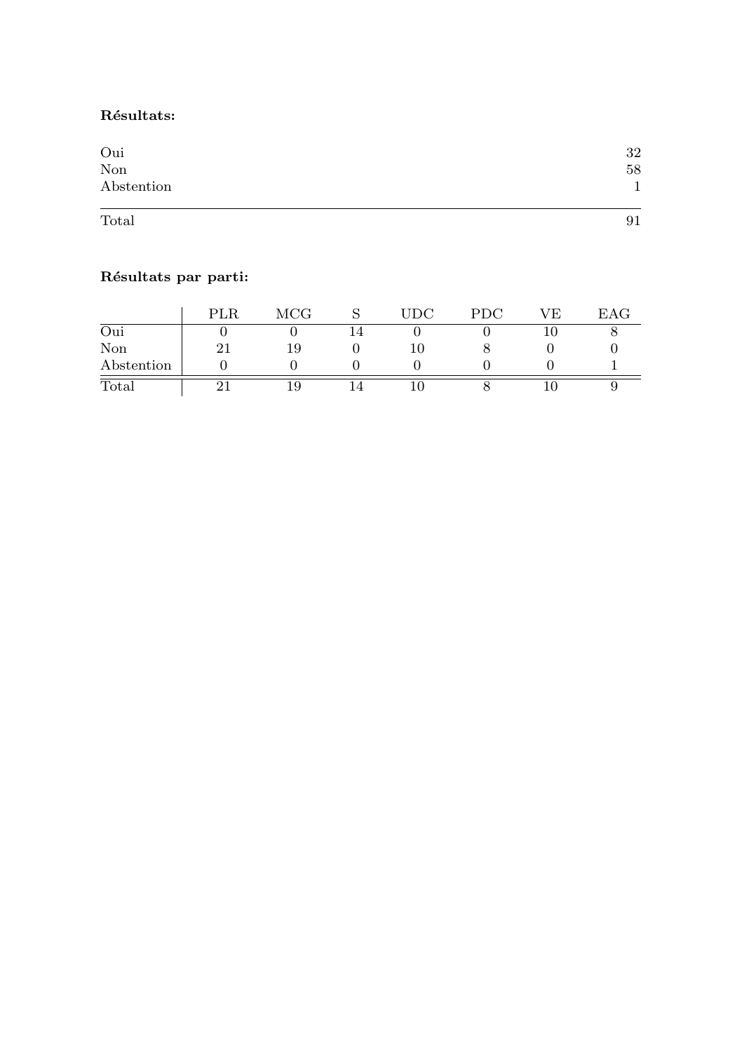**Résultats:**

| | |
|---|---|
| Oui | 32 |
| Non | 58 |
| Abstention | 1 |
| Total | 91 |

**Résultats par parti:**

| | PLR | MCG | S | UDC | PDC | VE | EAG |
|---|---|---|---|---|---|---|---|
| Oui | 0 | 0 | 14 | 0 | 0 | 10 | 8 |
| Non | 21 | 19 | 0 | 10 | 8 | 0 | 0 |
| Abstention | 0 | 0 | 0 | 0 | 0 | 0 | 1 |
| Total | 21 | 19 | 14 | 10 | 8 | 10 | 9 |